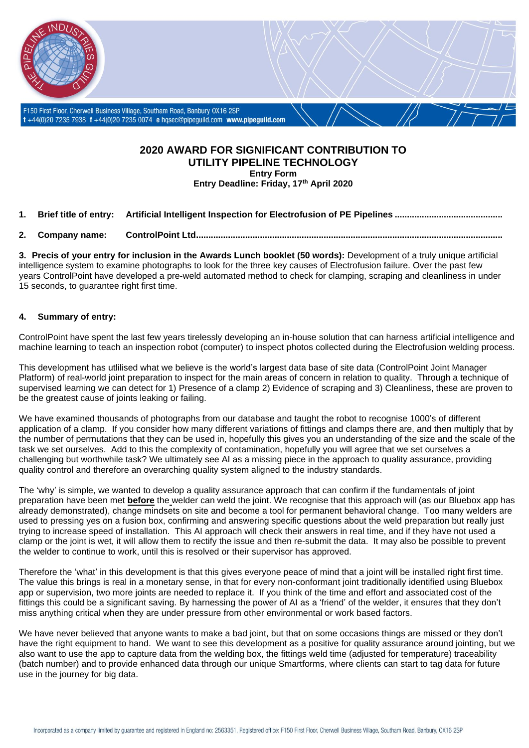F150 First Floor, Cherwell Business Village, Southam Road, Banbury OX16 2SP
**t** +44(0)20 7235 7938 **f** +44(0)20 7235 0074 **e** hqsec@pipeguild.com **www.pipeguild.com**

# 2020 AWARD FOR SIGNIFICANT CONTRIBUTION TO UTILITY PIPELINE TECHNOLOGY

**Entry Form**

**Entry Deadline: Friday, 17th April 2020**

1. **Brief title of entry:** **Artificial Intelligent Inspection for Electrofusion of PE Pipelines ..........................................**

2. **Company name:** **ControlPoint Ltd........................................................................................................................**

**3. Precis of your entry for inclusion in the Awards Lunch booklet (50 words):** Development of a truly unique artificial intelligence system to examine photographs to look for the three key causes of Electrofusion failure. Over the past few years ControlPoint have developed a pre-weld automated method to check for clamping, scraping and cleanliness in under 15 seconds, to guarantee right first time.

**4. Summary of entry:**

ControlPoint have spent the last few years tirelessly developing an in-house solution that can harness artificial intelligence and machine learning to teach an inspection robot (computer) to inspect photos collected during the Electrofusion welding process.

This development has utlilised what we believe is the world's largest data base of site data (ControlPoint Joint Manager Platform) of real-world joint preparation to inspect for the main areas of concern in relation to quality. Through a technique of supervised learning we can detect for 1) Presence of a clamp 2) Evidence of scraping and 3) Cleanliness, these are proven to be the greatest cause of joints leaking or failing.

We have examined thousands of photographs from our database and taught the robot to recognise 1000's of different application of a clamp. If you consider how many different variations of fittings and clamps there are, and then multiply that by the number of permutations that they can be used in, hopefully this gives you an understanding of the size and the scale of the task we set ourselves. Add to this the complexity of contamination, hopefully you will agree that we set ourselves a challenging but worthwhile task? We ultimately see AI as a missing piece in the approach to quality assurance, providing quality control and therefore an overarching quality system aligned to the industry standards.

The 'why' is simple, we wanted to develop a quality assurance approach that can confirm if the fundamentals of joint preparation have been met **before** the welder can weld the joint. We recognise that this approach will (as our Bluebox app has already demonstrated), change mindsets on site and become a tool for permanent behavioral change. Too many welders are used to pressing yes on a fusion box, confirming and answering specific questions about the weld preparation but really just trying to increase speed of installation. This AI approach will check their answers in real time, and if they have not used a clamp or the joint is wet, it will allow them to rectify the issue and then re-submit the data. It may also be possible to prevent the welder to continue to work, until this is resolved or their supervisor has approved.

Therefore the 'what' in this development is that this gives everyone peace of mind that a joint will be installed right first time. The value this brings is real in a monetary sense, in that for every non-conformant joint traditionally identified using Bluebox app or supervision, two more joints are needed to replace it. If you think of the time and effort and associated cost of the fittings this could be a significant saving. By harnessing the power of AI as a 'friend' of the welder, it ensures that they don't miss anything critical when they are under pressure from other environmental or work based factors.

We have never believed that anyone wants to make a bad joint, but that on some occasions things are missed or they don't have the right equipment to hand. We want to see this development as a positive for quality assurance around jointing, but we also want to use the app to capture data from the welding box, the fittings weld time (adjusted for temperature) traceability (batch number) and to provide enhanced data through our unique Smartforms, where clients can start to tag data for future use in the journey for big data.

Incorporated as a company limited by guarantee and registered in England no: 2563351. Registered office: F150 First Floor, Cherwell Business Village, Southam Road, Banbury, OX16 2SP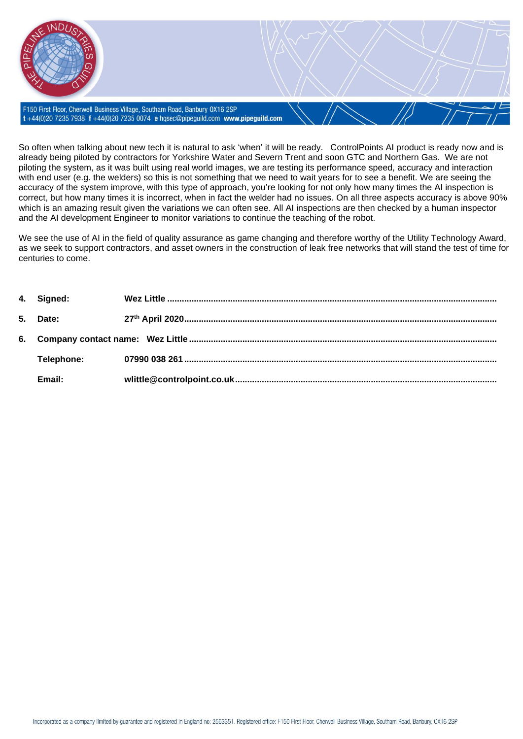So often when talking about new tech it is natural to ask 'when' it will be ready. ControlPoints AI product is ready now and is already being piloted by contractors for Yorkshire Water and Severn Trent and soon GTC and Northern Gas. We are not piloting the system, as it was built using real world images, we are testing its performance speed, accuracy and interaction with end user (e.g. the welders) so this is not something that we need to wait years for to see a benefit. We are seeing the accuracy of the system improve, with this type of approach, you're looking for not only how many times the AI inspection is correct, but how many times it is incorrect, when in fact the welder had no issues. On all three aspects accuracy is above 90% which is an amazing result given the variations we can often see. All AI inspections are then checked by a human inspector and the AI development Engineer to monitor variations to continue the teaching of the robot.

We see the use of AI in the field of quality assurance as game changing and therefore worthy of the Utility Technology Award, as we seek to support contractors, and asset owners in the construction of leak free networks that will stand the test of time for centuries to come.

4. **Signed:** **Wez Little**
5. **Date:** **27th April 2020**
6. **Company contact name:** **Wez Little**

   **Telephone:** **07990 038 261**

   **Email:** **wlittle@controlpoint.co.uk**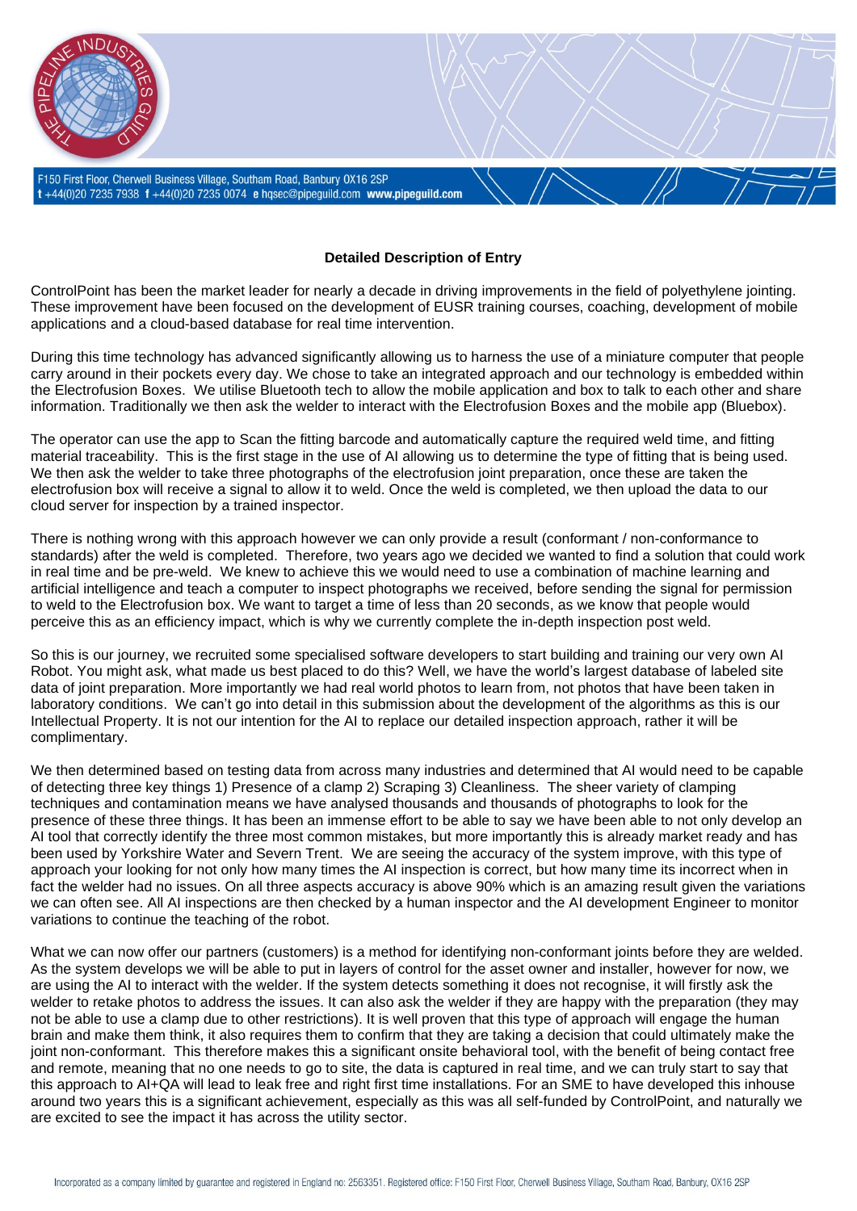**Detailed Description of Entry**

ControlPoint has been the market leader for nearly a decade in driving improvements in the field of polyethylene jointing. These improvement have been focused on the development of EUSR training courses, coaching, development of mobile applications and a cloud-based database for real time intervention.

During this time technology has advanced significantly allowing us to harness the use of a miniature computer that people carry around in their pockets every day. We chose to take an integrated approach and our technology is embedded within the Electrofusion Boxes. We utilise Bluetooth tech to allow the mobile application and box to talk to each other and share information. Traditionally we then ask the welder to interact with the Electrofusion Boxes and the mobile app (Bluebox).

The operator can use the app to Scan the fitting barcode and automatically capture the required weld time, and fitting material traceability. This is the first stage in the use of AI allowing us to determine the type of fitting that is being used. We then ask the welder to take three photographs of the electrofusion joint preparation, once these are taken the electrofusion box will receive a signal to allow it to weld. Once the weld is completed, we then upload the data to our cloud server for inspection by a trained inspector.

There is nothing wrong with this approach however we can only provide a result (conformant / non-conformance to standards) after the weld is completed. Therefore, two years ago we decided we wanted to find a solution that could work in real time and be pre-weld. We knew to achieve this we would need to use a combination of machine learning and artificial intelligence and teach a computer to inspect photographs we received, before sending the signal for permission to weld to the Electrofusion box. We want to target a time of less than 20 seconds, as we know that people would perceive this as an efficiency impact, which is why we currently complete the in-depth inspection post weld.

So this is our journey, we recruited some specialised software developers to start building and training our very own AI Robot. You might ask, what made us best placed to do this? Well, we have the world's largest database of labeled site data of joint preparation. More importantly we had real world photos to learn from, not photos that have been taken in laboratory conditions. We can't go into detail in this submission about the development of the algorithms as this is our Intellectual Property. It is not our intention for the AI to replace our detailed inspection approach, rather it will be complimentary.

We then determined based on testing data from across many industries and determined that AI would need to be capable of detecting three key things 1) Presence of a clamp 2) Scraping 3) Cleanliness. The sheer variety of clamping techniques and contamination means we have analysed thousands and thousands of photographs to look for the presence of these three things. It has been an immense effort to be able to say we have been able to not only develop an AI tool that correctly identify the three most common mistakes, but more importantly this is already market ready and has been used by Yorkshire Water and Severn Trent. We are seeing the accuracy of the system improve, with this type of approach your looking for not only how many times the AI inspection is correct, but how many time its incorrect when in fact the welder had no issues. On all three aspects accuracy is above 90% which is an amazing result given the variations we can often see. All AI inspections are then checked by a human inspector and the AI development Engineer to monitor variations to continue the teaching of the robot.

What we can now offer our partners (customers) is a method for identifying non-conformant joints before they are welded. As the system develops we will be able to put in layers of control for the asset owner and installer, however for now, we are using the AI to interact with the welder. If the system detects something it does not recognise, it will firstly ask the welder to retake photos to address the issues. It can also ask the welder if they are happy with the preparation (they may not be able to use a clamp due to other restrictions). It is well proven that this type of approach will engage the human brain and make them think, it also requires them to confirm that they are taking a decision that could ultimately make the joint non-conformant. This therefore makes this a significant onsite behavioral tool, with the benefit of being contact free and remote, meaning that no one needs to go to site, the data is captured in real time, and we can truly start to say that this approach to AI+QA will lead to leak free and right first time installations. For an SME to have developed this inhouse around two years this is a significant achievement, especially as this was all self-funded by ControlPoint, and naturally we are excited to see the impact it has across the utility sector.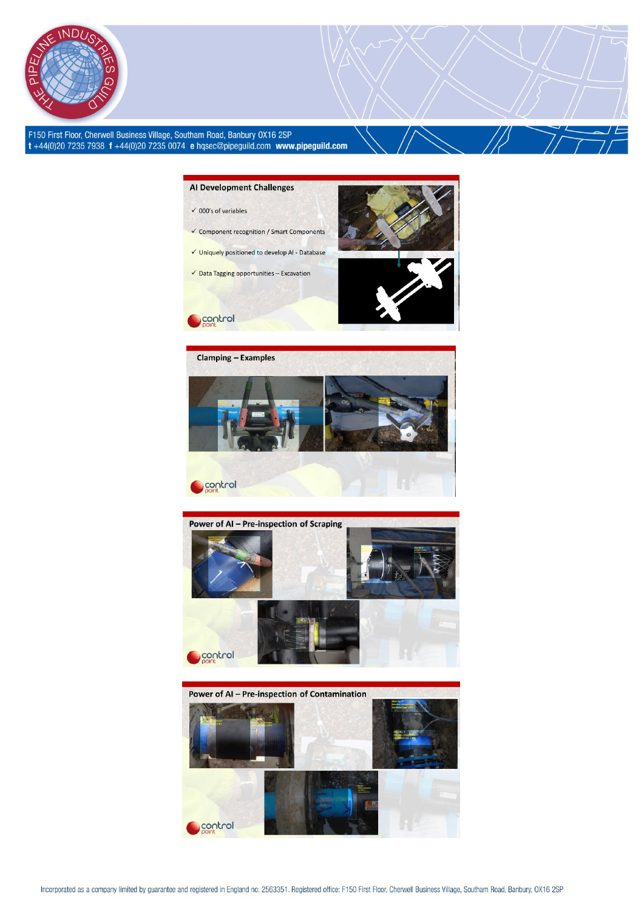## AI Development Challenges

- ✓ 000's of variables
- ✓ Component recognition / Smart Components
- ✓ Uniquely positioned to develop AI - Database
- ✓ Data Tagging opportunities – Excavation

control point

## Clamping – Examples

control point

## Power of AI – Pre-inspection of Scraping

control point

## Power of AI – Pre-inspection of Contamination

control point